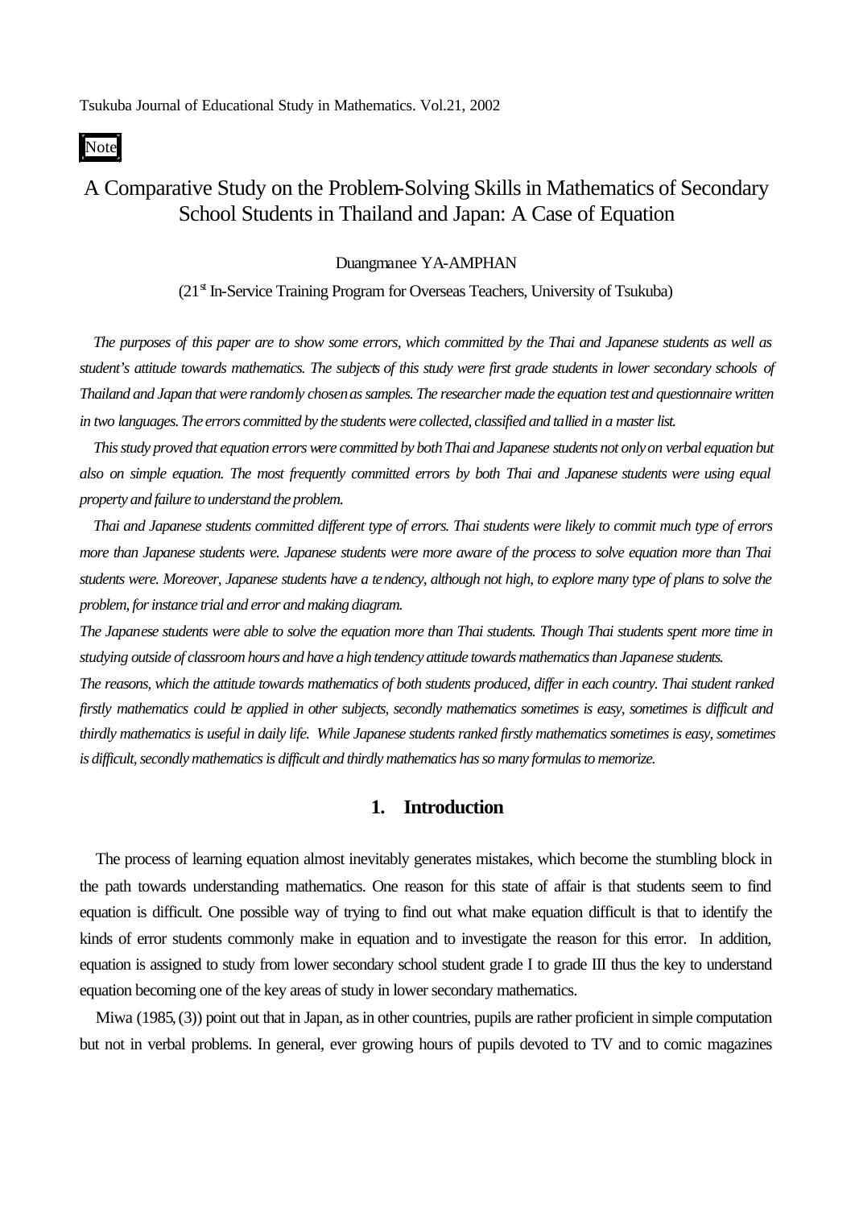Note

# A Comparative Study on the Problem-Solving Skills in Mathematics of Secondary School Students in Thailand and Japan: A Case of Equation

Duangmanee YA-AMPHAN

(21st In-Service Training Program for Overseas Teachers, University of Tsukuba)

*The purposes of this paper are to show some errors, which committed by the Thai and Japanese students as well as student's attitude towards mathematics. The subjects of this study were first grade students in lower secondary schools of Thailand and Japan that were randomly chosen as samples. The researcher made the equation test and questionnaire written in two languages. The errors committed by the students were collected, classified and tallied in a master list.*

*This study proved that equation errors were committed by both Thai and Japanese students not only on verbal equation but also on simple equation. The most frequently committed errors by both Thai and Japanese students were using equal property and failure to understand the problem.*

*Thai and Japanese students committed different type of errors. Thai students were likely to commit much type of errors more than Japanese students were. Japanese students were more aware of the process to solve equation more than Thai students were. Moreover, Japanese students have a tendency, although not high, to explore many type of plans to solve the problem, for instance trial and error and making diagram.*

*The Japanese students were able to solve the equation more than Thai students. Though Thai students spent more time in studying outside of classroom hours and have a high tendency attitude towards mathematics than Japanese students.*

*The reasons, which the attitude towards mathematics of both students produced, differ in each country. Thai student ranked firstly mathematics could be applied in other subjects, secondly mathematics sometimes is easy, sometimes is difficult and thirdly mathematics is useful in daily life. While Japanese students ranked firstly mathematics sometimes is easy, sometimes is difficult, secondly mathematics is difficult and thirdly mathematics has so many formulas to memorize.*

## 1. Introduction

The process of learning equation almost inevitably generates mistakes, which become the stumbling block in the path towards understanding mathematics. One reason for this state of affair is that students seem to find equation is difficult. One possible way of trying to find out what make equation difficult is that to identify the kinds of error students commonly make in equation and to investigate the reason for this error. In addition, equation is assigned to study from lower secondary school student grade I to grade III thus the key to understand equation becoming one of the key areas of study in lower secondary mathematics.

Miwa (1985, (3)) point out that in Japan, as in other countries, pupils are rather proficient in simple computation but not in verbal problems. In general, ever growing hours of pupils devoted to TV and to comic magazines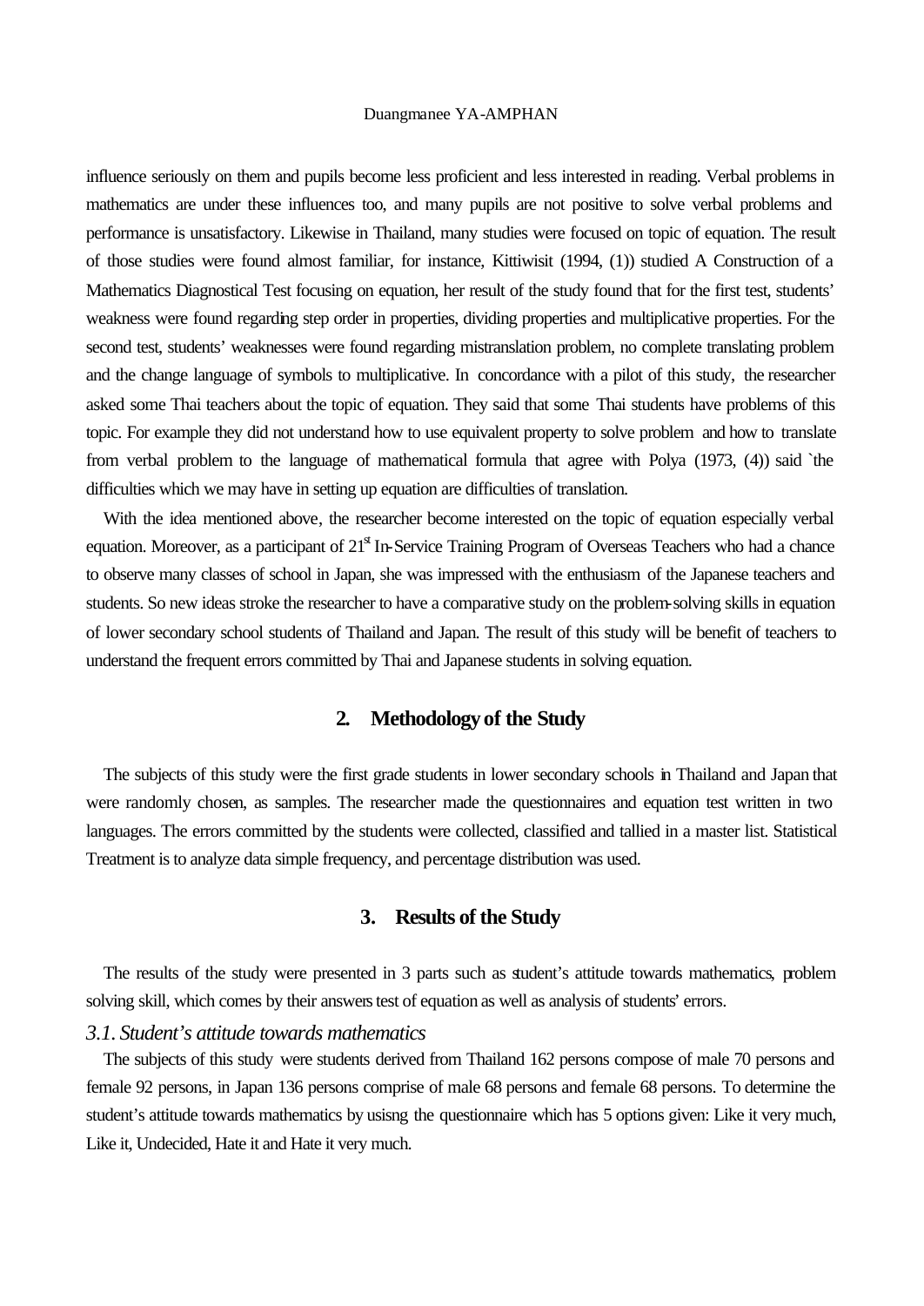influence seriously on them and pupils become less proficient and less interested in reading. Verbal problems in mathematics are under these influences too, and many pupils are not positive to solve verbal problems and performance is unsatisfactory. Likewise in Thailand, many studies were focused on topic of equation. The result of those studies were found almost familiar, for instance, Kittiwisit (1994, (1)) studied A Construction of a Mathematics Diagnostical Test focusing on equation, her result of the study found that for the first test, students' weakness were found regarding step order in properties, dividing properties and multiplicative properties. For the second test, students' weaknesses were found regarding mistranslation problem, no complete translating problem and the change language of symbols to multiplicative. In concordance with a pilot of this study, the researcher asked some Thai teachers about the topic of equation. They said that some Thai students have problems of this topic. For example they did not understand how to use equivalent property to solve problem and how to translate from verbal problem to the language of mathematical formula that agree with Polya (1973, (4)) said `the difficulties which we may have in setting up equation are difficulties of translation.

With the idea mentioned above, the researcher become interested on the topic of equation especially verbal equation. Moreover, as a participant of 21st In-Service Training Program of Overseas Teachers who had a chance to observe many classes of school in Japan, she was impressed with the enthusiasm of the Japanese teachers and students. So new ideas stroke the researcher to have a comparative study on the problem-solving skills in equation of lower secondary school students of Thailand and Japan. The result of this study will be benefit of teachers to understand the frequent errors committed by Thai and Japanese students in solving equation.

## 2. Methodology of the Study

The subjects of this study were the first grade students in lower secondary schools in Thailand and Japan that were randomly chosen, as samples. The researcher made the questionnaires and equation test written in two languages. The errors committed by the students were collected, classified and tallied in a master list. Statistical Treatment is to analyze data simple frequency, and percentage distribution was used.

## 3. Results of the Study

The results of the study were presented in 3 parts such as student's attitude towards mathematics, problem solving skill, which comes by their answers test of equation as well as analysis of students' errors.

### *3.1. Student's attitude towards mathematics*

The subjects of this study were students derived from Thailand 162 persons compose of male 70 persons and female 92 persons, in Japan 136 persons comprise of male 68 persons and female 68 persons. To determine the student's attitude towards mathematics by usisng the questionnaire which has 5 options given: Like it very much, Like it, Undecided, Hate it and Hate it very much.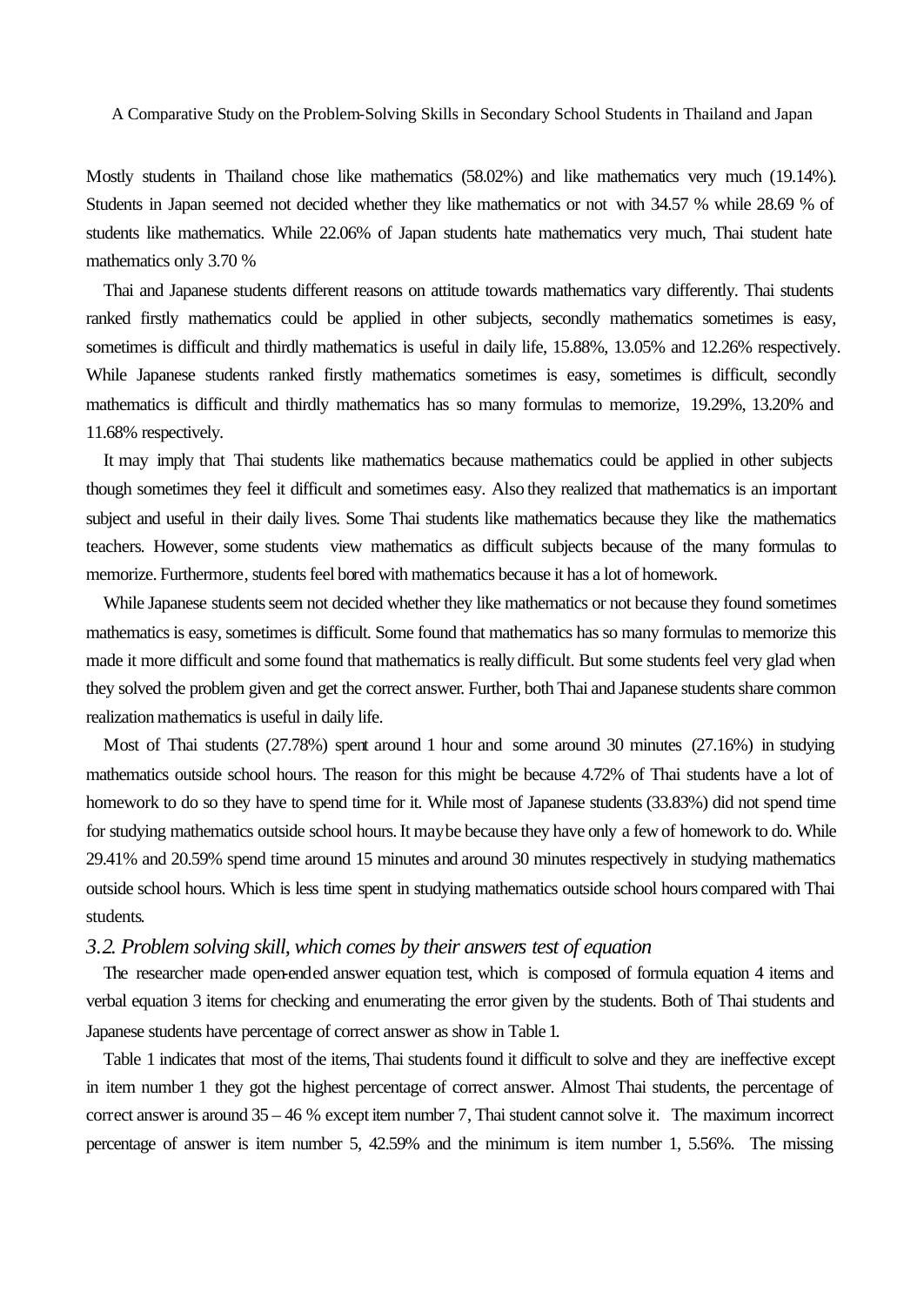Mostly students in Thailand chose like mathematics (58.02%) and like mathematics very much (19.14%). Students in Japan seemed not decided whether they like mathematics or not with 34.57 % while 28.69 % of students like mathematics. While 22.06% of Japan students hate mathematics very much, Thai student hate mathematics only 3.70 %

Thai and Japanese students different reasons on attitude towards mathematics vary differently. Thai students ranked firstly mathematics could be applied in other subjects, secondly mathematics sometimes is easy, sometimes is difficult and thirdly mathematics is useful in daily life, 15.88%, 13.05% and 12.26% respectively. While Japanese students ranked firstly mathematics sometimes is easy, sometimes is difficult, secondly mathematics is difficult and thirdly mathematics has so many formulas to memorize, 19.29%, 13.20% and 11.68% respectively.

It may imply that Thai students like mathematics because mathematics could be applied in other subjects though sometimes they feel it difficult and sometimes easy. Also they realized that mathematics is an important subject and useful in their daily lives. Some Thai students like mathematics because they like the mathematics teachers. However, some students view mathematics as difficult subjects because of the many formulas to memorize. Furthermore, students feel bored with mathematics because it has a lot of homework.

While Japanese students seem not decided whether they like mathematics or not because they found sometimes mathematics is easy, sometimes is difficult. Some found that mathematics has so many formulas to memorize this made it more difficult and some found that mathematics is really difficult. But some students feel very glad when they solved the problem given and get the correct answer. Further, both Thai and Japanese students share common realization mathematics is useful in daily life.

Most of Thai students (27.78%) spent around 1 hour and some around 30 minutes (27.16%) in studying mathematics outside school hours. The reason for this might be because 4.72% of Thai students have a lot of homework to do so they have to spend time for it. While most of Japanese students (33.83%) did not spend time for studying mathematics outside school hours. It may be because they have only a few of homework to do. While 29.41% and 20.59% spend time around 15 minutes and around 30 minutes respectively in studying mathematics outside school hours. Which is less time spent in studying mathematics outside school hours compared with Thai students.

### *3.2. Problem solving skill, which comes by their answers test of equation*

The researcher made open-ended answer equation test, which is composed of formula equation 4 items and verbal equation 3 items for checking and enumerating the error given by the students. Both of Thai students and Japanese students have percentage of correct answer as show in Table 1.

Table 1 indicates that most of the items, Thai students found it difficult to solve and they are ineffective except in item number 1 they got the highest percentage of correct answer. Almost Thai students, the percentage of correct answer is around 35 – 46 % except item number 7, Thai student cannot solve it. The maximum incorrect percentage of answer is item number 5, 42.59% and the minimum is item number 1, 5.56%. The missing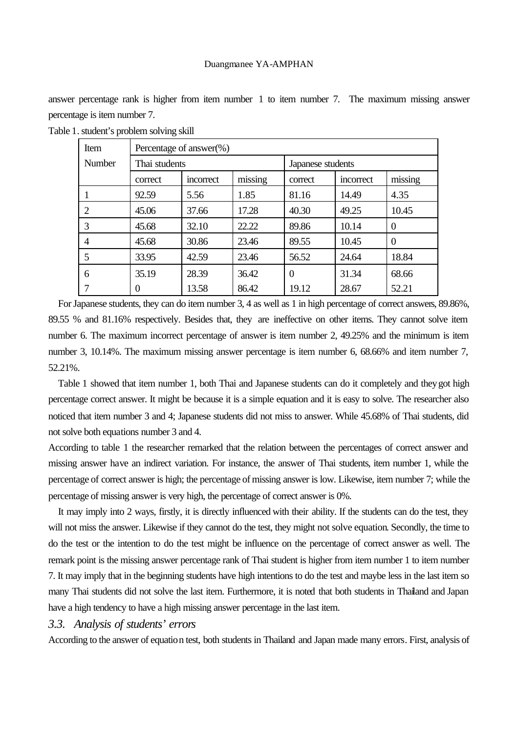answer percentage rank is higher from item number 1 to item number 7. The maximum missing answer percentage is item number 7.

Table 1. student's problem solving skill

| Item Number | Percentage of answer(%) | | | | | |
|---|---|---|---|---|---|---|
| | Thai students | | | Japanese students | | |
| | correct | incorrect | missing | correct | incorrect | missing |
| 1 | 92.59 | 5.56 | 1.85 | 81.16 | 14.49 | 4.35 |
| 2 | 45.06 | 37.66 | 17.28 | 40.30 | 49.25 | 10.45 |
| 3 | 45.68 | 32.10 | 22.22 | 89.86 | 10.14 | 0 |
| 4 | 45.68 | 30.86 | 23.46 | 89.55 | 10.45 | 0 |
| 5 | 33.95 | 42.59 | 23.46 | 56.52 | 24.64 | 18.84 |
| 6 | 35.19 | 28.39 | 36.42 | 0 | 31.34 | 68.66 |
| 7 | 0 | 13.58 | 86.42 | 19.12 | 28.67 | 52.21 |

For Japanese students, they can do item number 3, 4 as well as 1 in high percentage of correct answers, 89.86%, 89.55 % and 81.16% respectively. Besides that, they are ineffective on other items. They cannot solve item number 6. The maximum incorrect percentage of answer is item number 2, 49.25% and the minimum is item number 3, 10.14%. The maximum missing answer percentage is item number 6, 68.66% and item number 7, 52.21%.

Table 1 showed that item number 1, both Thai and Japanese students can do it completely and they got high percentage correct answer. It might be because it is a simple equation and it is easy to solve. The researcher also noticed that item number 3 and 4; Japanese students did not miss to answer. While 45.68% of Thai students, did not solve both equations number 3 and 4.

According to table 1 the researcher remarked that the relation between the percentages of correct answer and missing answer have an indirect variation. For instance, the answer of Thai students, item number 1, while the percentage of correct answer is high; the percentage of missing answer is low. Likewise, item number 7; while the percentage of missing answer is very high, the percentage of correct answer is 0%.

It may imply into 2 ways, firstly, it is directly influenced with their ability. If the students can do the test, they will not miss the answer. Likewise if they cannot do the test, they might not solve equation. Secondly, the time to do the test or the intention to do the test might be influence on the percentage of correct answer as well. The remark point is the missing answer percentage rank of Thai student is higher from item number 1 to item number 7. It may imply that in the beginning students have high intentions to do the test and maybe less in the last item so many Thai students did not solve the last item. Furthermore, it is noted that both students in Thailand and Japan have a high tendency to have a high missing answer percentage in the last item.

### *3.3. Analysis of students' errors*

According to the answer of equation test, both students in Thailand and Japan made many errors. First, analysis of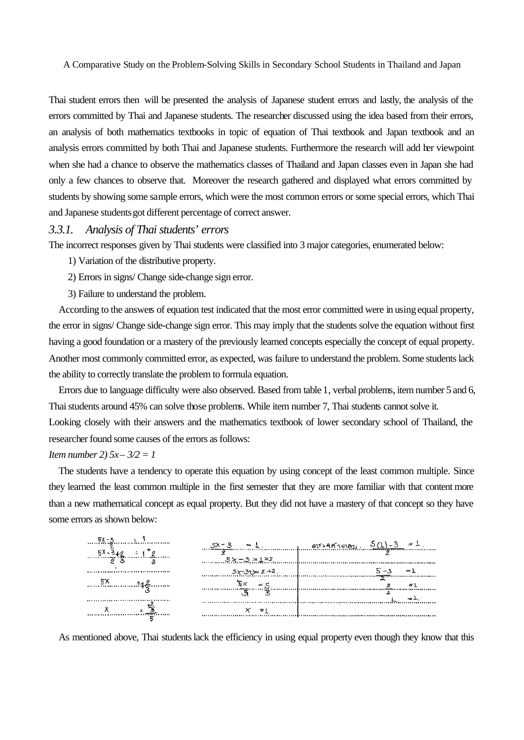Thai student errors then will be presented the analysis of Japanese student errors and lastly, the analysis of the errors committed by Thai and Japanese students. The researcher discussed using the idea based from their errors, an analysis of both mathematics textbooks in topic of equation of Thai textbook and Japan textbook and an analysis errors committed by both Thai and Japanese students. Furthermore the research will add her viewpoint when she had a chance to observe the mathematics classes of Thailand and Japan classes even in Japan she had only a few chances to observe that. Moreover the research gathered and displayed what errors committed by students by showing some sample errors, which were the most common errors or some special errors, which Thai and Japanese students got different percentage of correct answer.

### *3.3.1. Analysis of Thai students' errors*

The incorrect responses given by Thai students were classified into 3 major categories, enumerated below:

1) Variation of the distributive property.
2) Errors in signs/ Change side-change sign error.
3) Failure to understand the problem.

According to the answers of equation test indicated that the most error committed were in using equal property, the error in signs/ Change side-change sign error. This may imply that the students solve the equation without first having a good foundation or a mastery of the previously learned concepts especially the concept of equal property. Another most commonly committed error, as expected, was failure to understand the problem. Some students lack the ability to correctly translate the problem to formula equation.

Errors due to language difficulty were also observed. Based from table 1, verbal problems, item number 5 and 6, Thai students around 45% can solve those problems. While item number 7, Thai students cannot solve it.

Looking closely with their answers and the mathematics textbook of lower secondary school of Thailand, the researcher found some causes of the errors as follows:

*Item number 2) 5x – 3/2 = 1*

The students have a tendency to operate this equation by using concept of the least common multiple. Since they learned the least common multiple in the first semester that they are more familiar with that content more than a new mathematical concept as equal property. But they did not have a mastery of that concept so they have some errors as shown below:

$$\frac{5x-3}{2} = 1$$
$$\frac{5x-3}{2} + \frac{2}{3} = 1 + \frac{2}{3}$$
$$5x = 1\frac{2}{3}$$
$$x = \frac{1\frac{2}{3}}{5}$$

$$\frac{5x-3}{2} = 1$$
$$5x-3 = 1 \times 2$$
$$5x-3+3 = 2+3$$
$$\frac{5x}{5} = \frac{5}{5}$$
$$x = 1$$

ตรวจคำตอบ $\frac{5(1)-3}{2} = 1$
$$\frac{5-3}{2} = 1$$
$$\frac{2}{2} = 1$$
$$1 = 1$$

As mentioned above, Thai students lack the efficiency in using equal property even though they know that this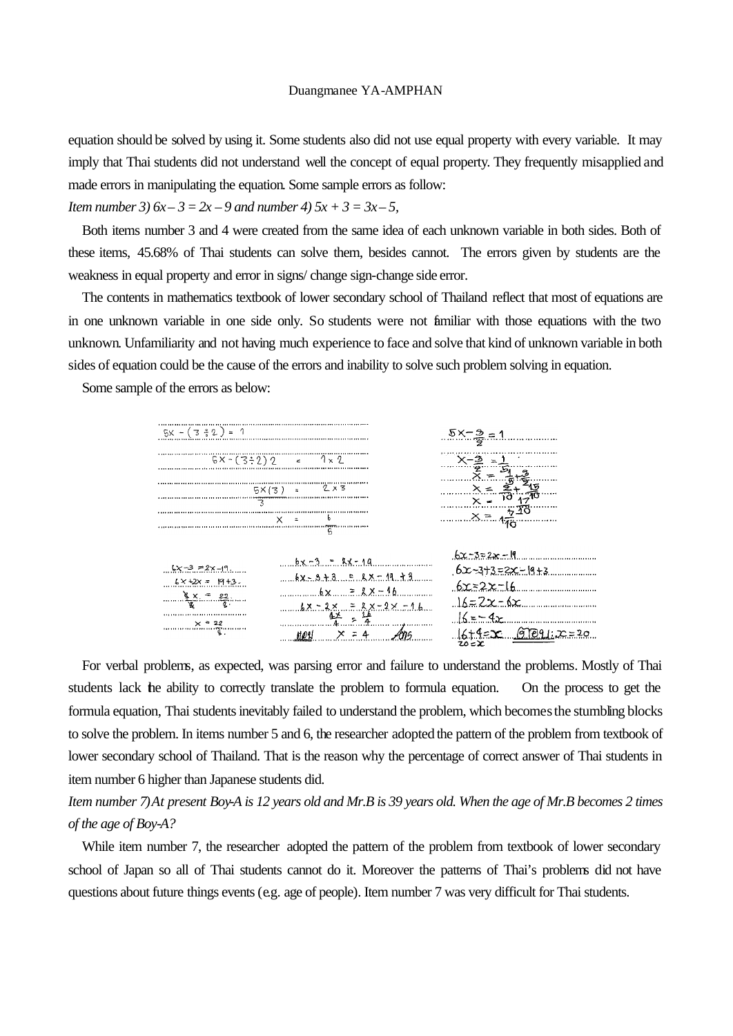equation should be solved by using it. Some students also did not use equal property with every variable. It may imply that Thai students did not understand well the concept of equal property. They frequently misapplied and made errors in manipulating the equation. Some sample errors as follow:

*Item number 3) $6x - 3 = 2x - 9$ and number 4) $5x + 3 = 3x - 5$,*

Both items number 3 and 4 were created from the same idea of each unknown variable in both sides. Both of these items, 45.68% of Thai students can solve them, besides cannot. The errors given by students are the weakness in equal property and error in signs/ change sign-change side error.

The contents in mathematics textbook of lower secondary school of Thailand reflect that most of equations are in one unknown variable in one side only. So students were not familiar with those equations with the two unknown. Unfamiliarity and not having much experience to face and solve that kind of unknown variable in both sides of equation could be the cause of the errors and inability to solve such problem solving in equation.

Some sample of the errors as below:

For verbal problems, as expected, was parsing error and failure to understand the problems. Mostly of Thai students lack the ability to correctly translate the problem to formula equation. On the process to get the formula equation, Thai students inevitably failed to understand the problem, which becomes the stumbling blocks to solve the problem. In items number 5 and 6, the researcher adopted the pattern of the problem from textbook of lower secondary school of Thailand. That is the reason why the percentage of correct answer of Thai students in item number 6 higher than Japanese students did.

*Item number 7) At present Boy-A is 12 years old and Mr.B is 39 years old. When the age of Mr.B becomes 2 times of the age of Boy-A?*

While item number 7, the researcher adopted the pattern of the problem from textbook of lower secondary school of Japan so all of Thai students cannot do it. Moreover the patterns of Thai's problems did not have questions about future things events (e.g. age of people). Item number 7 was very difficult for Thai students.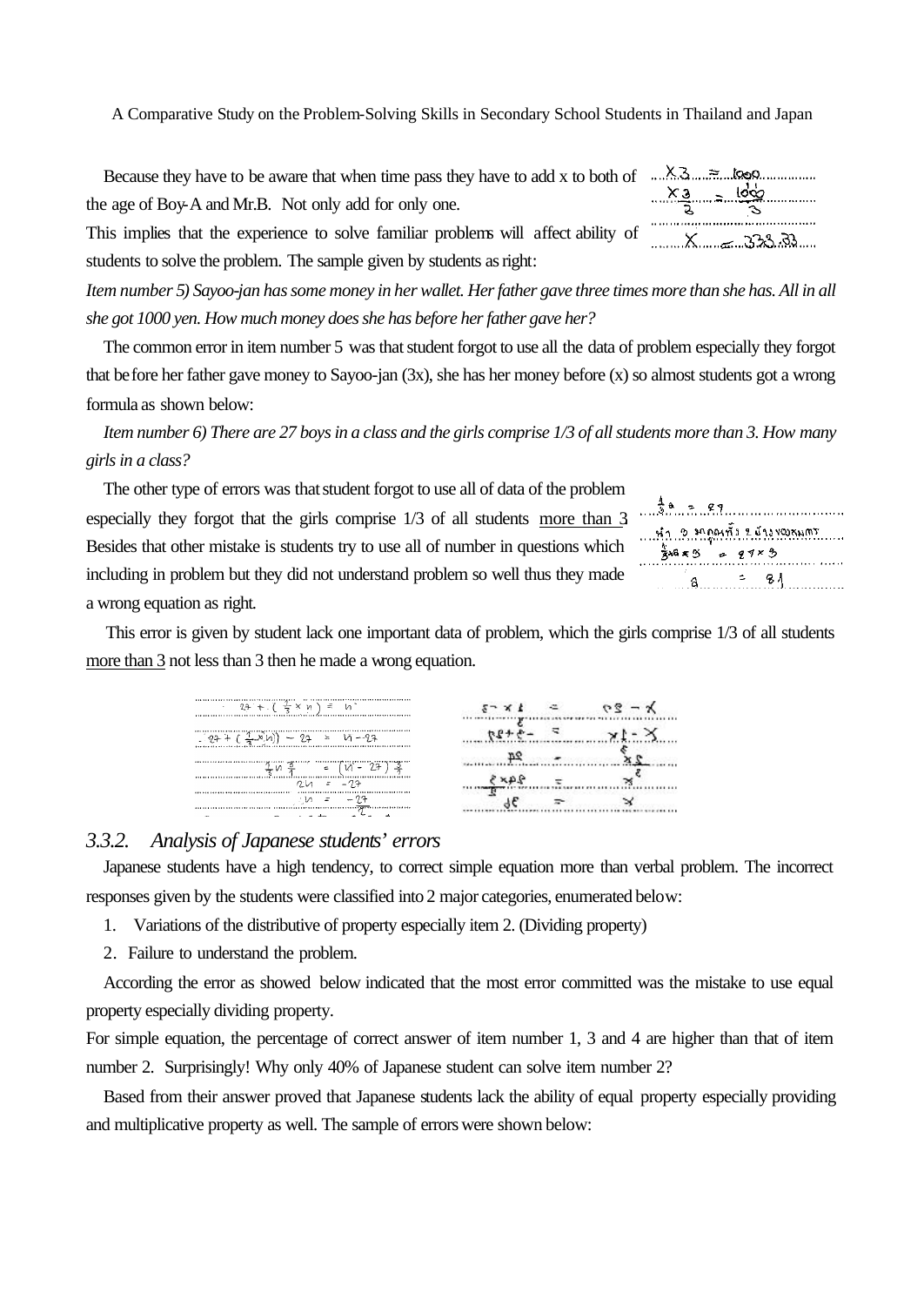Because they have to be aware that when time pass they have to add x to both of the age of Boy-A and Mr.B. Not only add for only one.

This implies that the experience to solve familiar problems will affect ability of students to solve the problem. The sample given by students as right:

$$x3 = 1000$$
$$\frac{x3}{3} = \frac{1000}{3}$$
$$x = 333.33$$

*Item number 5) Sayoo-jan has some money in her wallet. Her father gave three times more than she has. All in all she got 1000 yen. How much money does she has before her father gave her?*

The common error in item number 5 was that student forgot to use all the data of problem especially they forgot that before her father gave money to Sayoo-jan (3x), she has her money before (x) so almost students got a wrong formula as shown below:

*Item number 6) There are 27 boys in a class and the girls comprise 1/3 of all students more than 3. How many girls in a class?*

The other type of errors was that student forgot to use all of data of the problem especially forgot that the girls comprise 1/3 of all students <u>more than 3</u>. Besides that other mistake is students try to use all of number in questions which including in problem but they did not understand problem so well thus they made a wrong equation as right.

$$\frac{1}{3}a = 27$$
นำ 3 มาคูณทั้ง 2 ข้างของสมการ
$$\frac{1}{3}a \times 3 = 27 \times 3$$
$$a = 81$$

This error is given by student lack one important data of problem, which the girls comprise 1/3 of all students <u>more than 3</u> not less than 3 then he made a wrong equation.

$$27 + \left(\frac{1}{3} \times n\right) = n$$
$$27 + \left(\frac{1}{3} \times n\right) - 27 = n - 27$$
$$\frac{1}{3}n \cdot \frac{3}{1} = (n - 27)\frac{3}{1}$$
$$2n = -27$$
$$n = -\frac{27}{2}$$

### 3.3.2. *Analysis of Japanese students' errors*

Japanese students have a high tendency, to correct simple equation more than verbal problem. The incorrect responses given by the students were classified into 2 major categories, enumerated below:

1. Variations of the distributive of property especially item 2. (Dividing property)
2. Failure to understand the problem.

According the error as showed below indicated that the most error committed was the mistake to use equal property especially dividing property.

For simple equation, the percentage of correct answer of item number 1, 3 and 4 are higher than that of item number 2. Surprisingly! Why only 40% of Japanese student can solve item number 2?

Based from their answer proved that Japanese students lack the ability of equal property especially providing and multiplicative property as well. The sample of errors were shown below: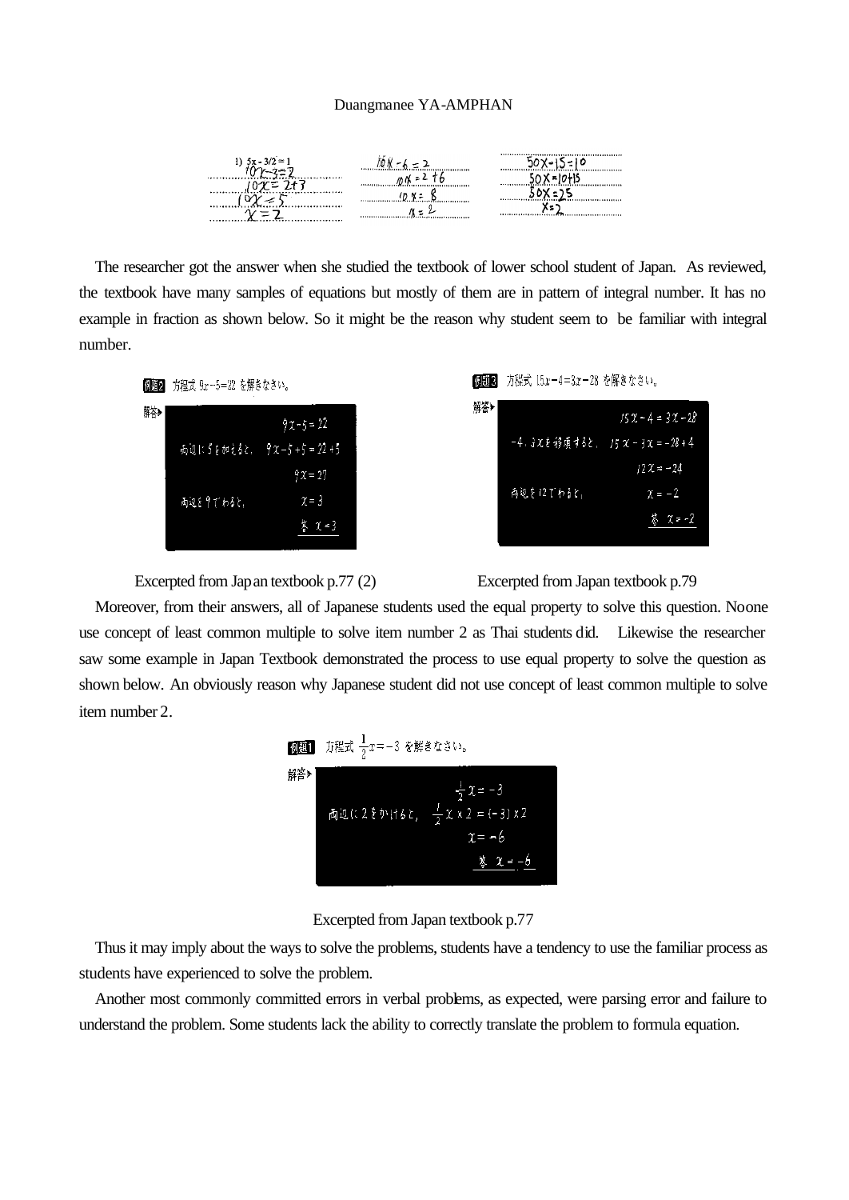1) $5x - 3/2 = 1$
$10x - 3 = 2$
$10x = 2 + 3$
$10x = 5$
$x = 2$

$10x - 6 = 2$
$10x = 2 + 6$
$10x = 8$
$x = 2$

$50x - 15 = 10$
$50x = 10 + 15$
$50x = 25$
$x = 2$

The researcher got the answer when she studied the textbook of lower school student of Japan. As reviewed, the textbook have many samples of equations but mostly of them are in pattern of integral number. It has no example in fraction as shown below. So it might be the reason why student seem to be familiar with integral number.

例題2 方程式 $9x - 5 = 22$ を解きなさい。

解答

$9x - 5 = 22$

両辺に5を加えると、 $9x - 5 + 5 = 22 + 5$

$9x = 27$

両辺を9でわると、 $x = 3$

答 $x = 3$

Excerpted from Japan textbook p.77 (2)

例題3 方程式 $15x - 4 = 3x - 28$ を解きなさい。

解答

$15x - 4 = 3x - 28$

$-4$, $3x$ を移項すると、 $15x - 3x = -28 + 4$

$12x = -24$

両辺を12でわると、 $x = -2$

答 $x = -2$

Excerpted from Japan textbook p.79

Moreover, from their answers, all of Japanese students used the equal property to solve this question. No one use concept of least common multiple to solve item number 2 as Thai students did. Likewise the researcher saw some example in Japan Textbook demonstrated the process to use equal property to solve the question as shown below. An obviously reason why Japanese student did not use concept of least common multiple to solve item number 2.

例題1 方程式 $\frac{1}{2}x = -3$ を解きなさい。

解答

$\frac{1}{2}x = -3$

両辺に2をかけると、 $\frac{1}{2}x \times 2 = (-3) \times 2$

$x = -6$

答 $x = -6$

Excerpted from Japan textbook p.77

Thus it may imply about the ways to solve the problems, students have a tendency to use the familiar process as students have experienced to solve the problem.

Another most commonly committed errors in verbal problems, as expected, were parsing error and failure to understand the problem. Some students lack the ability to correctly translate the problem to formula equation.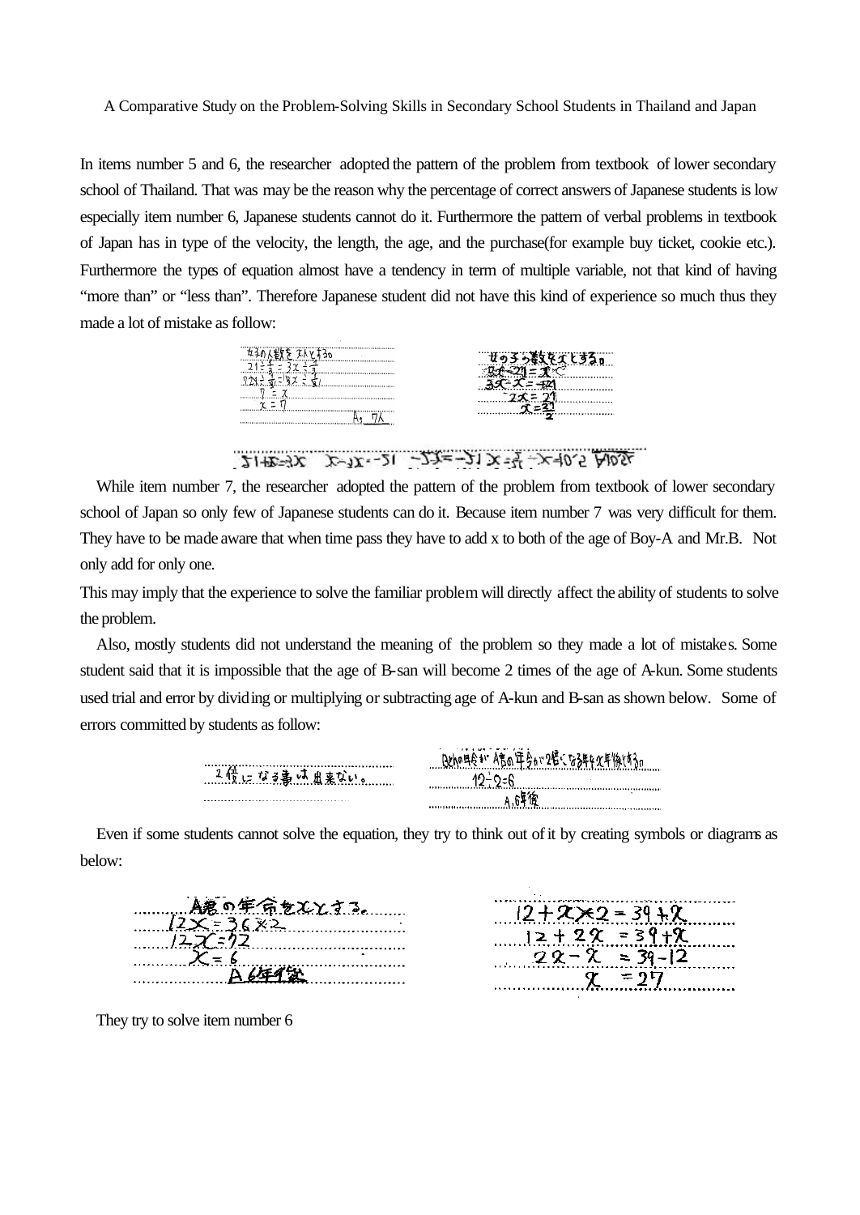In items number 5 and 6, the researcher adopted the pattern of the problem from textbook of lower secondary school of Thailand. That was may be the reason why the percentage of correct answers of Japanese students is low especially item number 6, Japanese students cannot do it. Furthermore the pattern of verbal problems in textbook of Japan has in type of the velocity, the length, the age, and the purchase(for example buy ticket, cookie etc.). Furthermore the types of equation almost have a tendency in term of multiple variable, not that kind of having "more than" or "less than". Therefore Japanese student did not have this kind of experience so much thus they made a lot of mistake as follow:

While item number 7, the researcher adopted the pattern of the problem from textbook of lower secondary school of Japan so only few of Japanese students can do it. Because item number 7 was very difficult for them. They have to be made aware that when time pass they have to add x to both of the age of Boy-A and Mr.B. Not only add for only one.

This may imply that the experience to solve the familiar problem will directly affect the ability of students to solve the problem.

Also, mostly students did not understand the meaning of the problem so they made a lot of mistakes. Some student said that it is impossible that the age of B-san will become 2 times of the age of A-kun. Some students used trial and error by dividing or multiplying or subtracting age of A-kun and B-san as shown below. Some of errors committed by students as follow:

Even if some students cannot solve the equation, they try to think out of it by creating symbols or diagrams as below:

They try to solve item number 6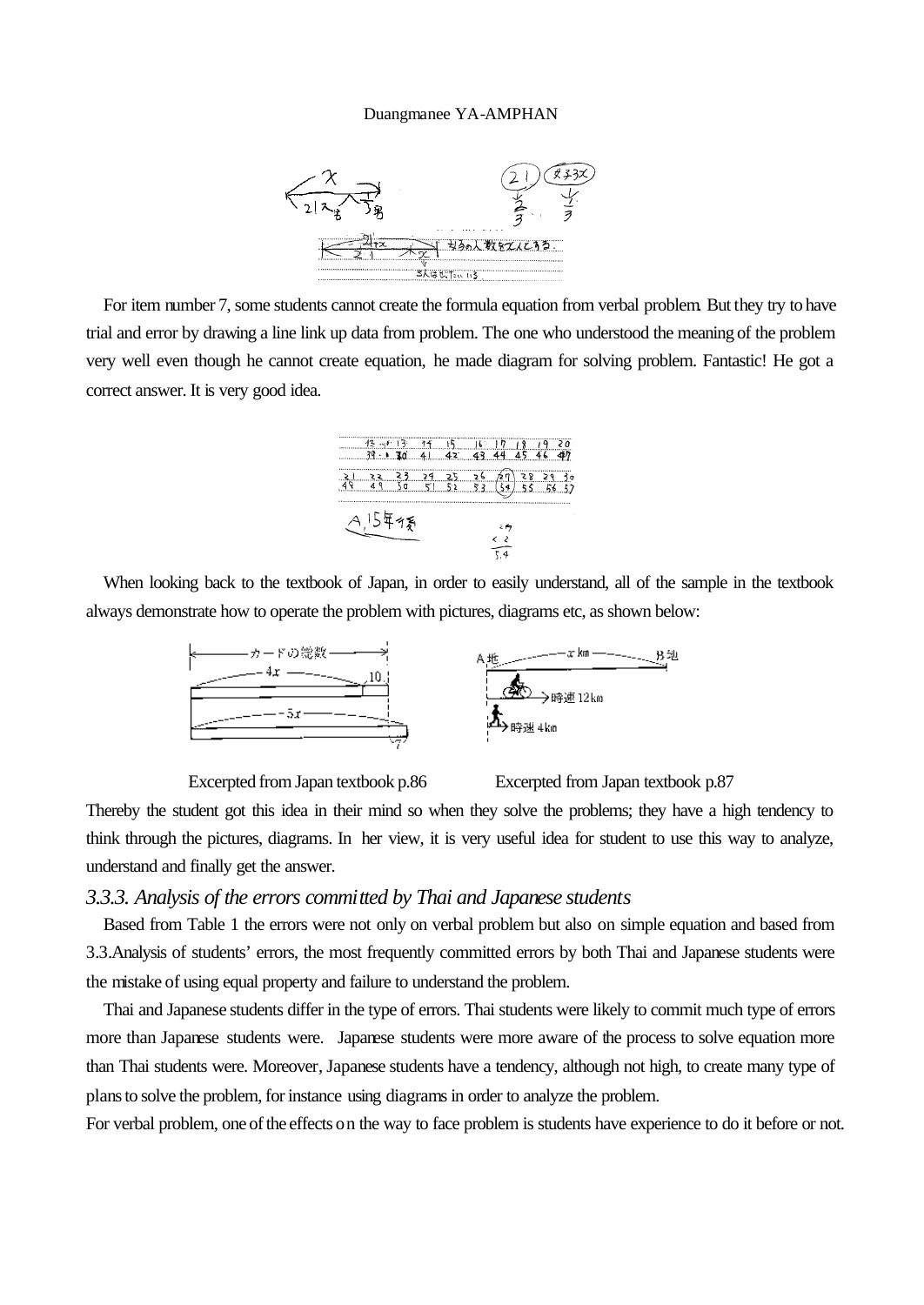For item number 7, some students cannot create the formula equation from verbal problem. But they try to have trial and error by drawing a line link up data from problem. The one who understood the meaning of the problem very well even though he cannot create equation, he made diagram for solving problem. Fantastic! He got a correct answer. It is very good idea.

When looking back to the textbook of Japan, in order to easily understand, all of the sample in the textbook always demonstrate how to operate the problem with pictures, diagrams etc, as shown below:

Excerpted from Japan textbook p.86 Excerpted from Japan textbook p.87

Thereby the student got this idea in their mind so when they solve the problems; they have a high tendency to think through the pictures, diagrams. In her view, it is very useful idea for student to use this way to analyze, understand and finally get the answer.

### *3.3.3. Analysis of the errors committed by Thai and Japanese students*

Based from Table 1 the errors were not only on verbal problem but also on simple equation and based from 3.3.Analysis of students' errors, the most frequently committed errors by both Thai and Japanese students were the mistake of using equal property and failure to understand the problem.

Thai and Japanese students differ in the type of errors. Thai students were likely to commit much type of errors more than Japanese students were. Japanese students were more aware of the process to solve equation more than Thai students were. Moreover, Japanese students have a tendency, although not high, to create many type of plans to solve the problem, for instance using diagrams in order to analyze the problem.

For verbal problem, one of the effects on the way to face problem is students have experience to do it before or not.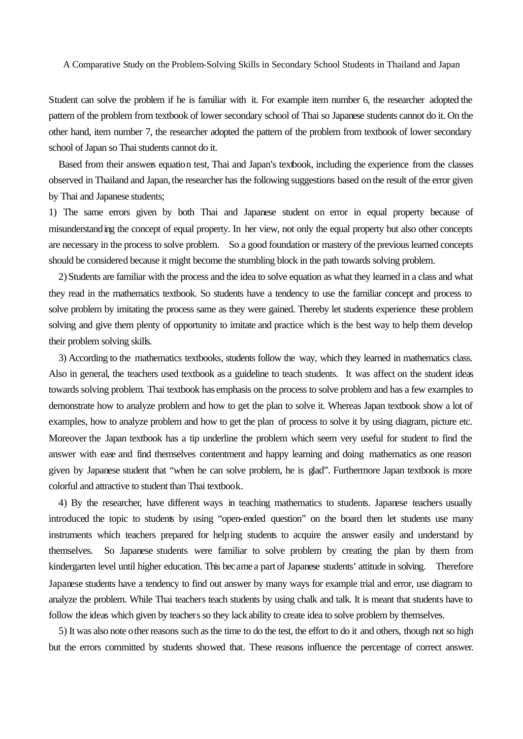Student can solve the problem if he is familiar with it. For example item number 6, the researcher adopted the pattern of the problem from textbook of lower secondary school of Thai so Japanese students cannot do it. On the other hand, item number 7, the researcher adopted the pattern of the problem from textbook of lower secondary school of Japan so Thai students cannot do it.

Based from their answers equation test, Thai and Japan's textbook, including the experience from the classes observed in Thailand and Japan, the researcher has the following suggestions based on the result of the error given by Thai and Japanese students;

1) The same errors given by both Thai and Japanese student on error in equal property because of misunderstanding the concept of equal property. In her view, not only the equal property but also other concepts are necessary in the process to solve problem. So a good foundation or mastery of the previous learned concepts should be considered because it might become the stumbling block in the path towards solving problem.

2) Students are familiar with the process and the idea to solve equation as what they learned in a class and what they read in the mathematics textbook. So students have a tendency to use the familiar concept and process to solve problem by imitating the process same as they were gained. Thereby let students experience these problem solving and give them plenty of opportunity to imitate and practice which is the best way to help them develop their problem solving skills.

3) According to the mathematics textbooks, students follow the way, which they learned in mathematics class. Also in general, the teachers used textbook as a guideline to teach students. It was affect on the student ideas towards solving problem. Thai textbook has emphasis on the process to solve problem and has a few examples to demonstrate how to analyze problem and how to get the plan to solve it. Whereas Japan textbook show a lot of examples, how to analyze problem and how to get the plan of process to solve it by using diagram, picture etc. Moreover the Japan textbook has a tip underline the problem which seem very useful for student to find the answer with ease and find themselves contentment and happy learning and doing mathematics as one reason given by Japanese student that "when he can solve problem, he is glad". Furthermore Japan textbook is more colorful and attractive to student than Thai textbook.

4) By the researcher, have different ways in teaching mathematics to students. Japanese teachers usually introduced the topic to students by using "open-ended question" on the board then let students use many instruments which teachers prepared for helping students to acquire the answer easily and understand by themselves. So Japanese students were familiar to solve problem by creating the plan by them from kindergarten level until higher education. This became a part of Japanese students' attitude in solving. Therefore Japanese students have a tendency to find out answer by many ways for example trial and error, use diagram to analyze the problem. While Thai teachers teach students by using chalk and talk. It is meant that students have to follow the ideas which given by teachers so they lack ability to create idea to solve problem by themselves.

5) It was also note other reasons such as the time to do the test, the effort to do it and others, though not so high but the errors committed by students showed that. These reasons influence the percentage of correct answer.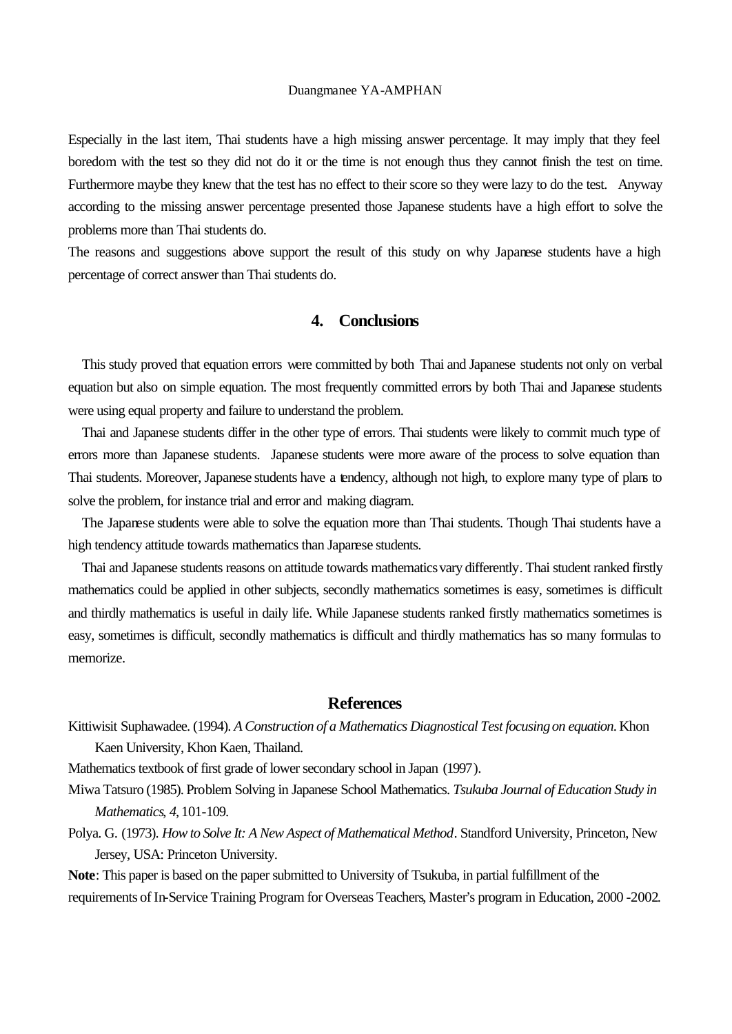Especially in the last item, Thai students have a high missing answer percentage. It may imply that they feel boredom with the test so they did not do it or the time is not enough thus they cannot finish the test on time. Furthermore maybe they knew that the test has no effect to their score so they were lazy to do the test. Anyway according to the missing answer percentage presented those Japanese students have a high effort to solve the problems more than Thai students do.

The reasons and suggestions above support the result of this study on why Japanese students have a high percentage of correct answer than Thai students do.

## 4. Conclusions

This study proved that equation errors were committed by both Thai and Japanese students not only on verbal equation but also on simple equation. The most frequently committed errors by both Thai and Japanese students were using equal property and failure to understand the problem.

Thai and Japanese students differ in the other type of errors. Thai students were likely to commit much type of errors more than Japanese students. Japanese students were more aware of the process to solve equation than Thai students. Moreover, Japanese students have a tendency, although not high, to explore many type of plans to solve the problem, for instance trial and error and making diagram.

The Japanese students were able to solve the equation more than Thai students. Though Thai students have a high tendency attitude towards mathematics than Japanese students.

Thai and Japanese students reasons on attitude towards mathematics vary differently. Thai student ranked firstly mathematics could be applied in other subjects, secondly mathematics sometimes is easy, sometimes is difficult and thirdly mathematics is useful in daily life. While Japanese students ranked firstly mathematics sometimes is easy, sometimes is difficult, secondly mathematics is difficult and thirdly mathematics has so many formulas to memorize.

## References

Kittiwisit Suphawadee. (1994). *A Construction of a Mathematics Diagnostical Test focusing on equation*. Khon Kaen University, Khon Kaen, Thailand.

Mathematics textbook of first grade of lower secondary school in Japan (1997).

Miwa Tatsuro (1985). Problem Solving in Japanese School Mathematics. *Tsukuba Journal of Education Study in Mathematics*, *4*, 101-109.

Polya. G. (1973). *How to Solve It: A New Aspect of Mathematical Method*. Standford University, Princeton, New Jersey, USA: Princeton University.

**Note**: This paper is based on the paper submitted to University of Tsukuba, in partial fulfillment of the requirements of In-Service Training Program for Overseas Teachers, Master's program in Education, 2000 -2002.